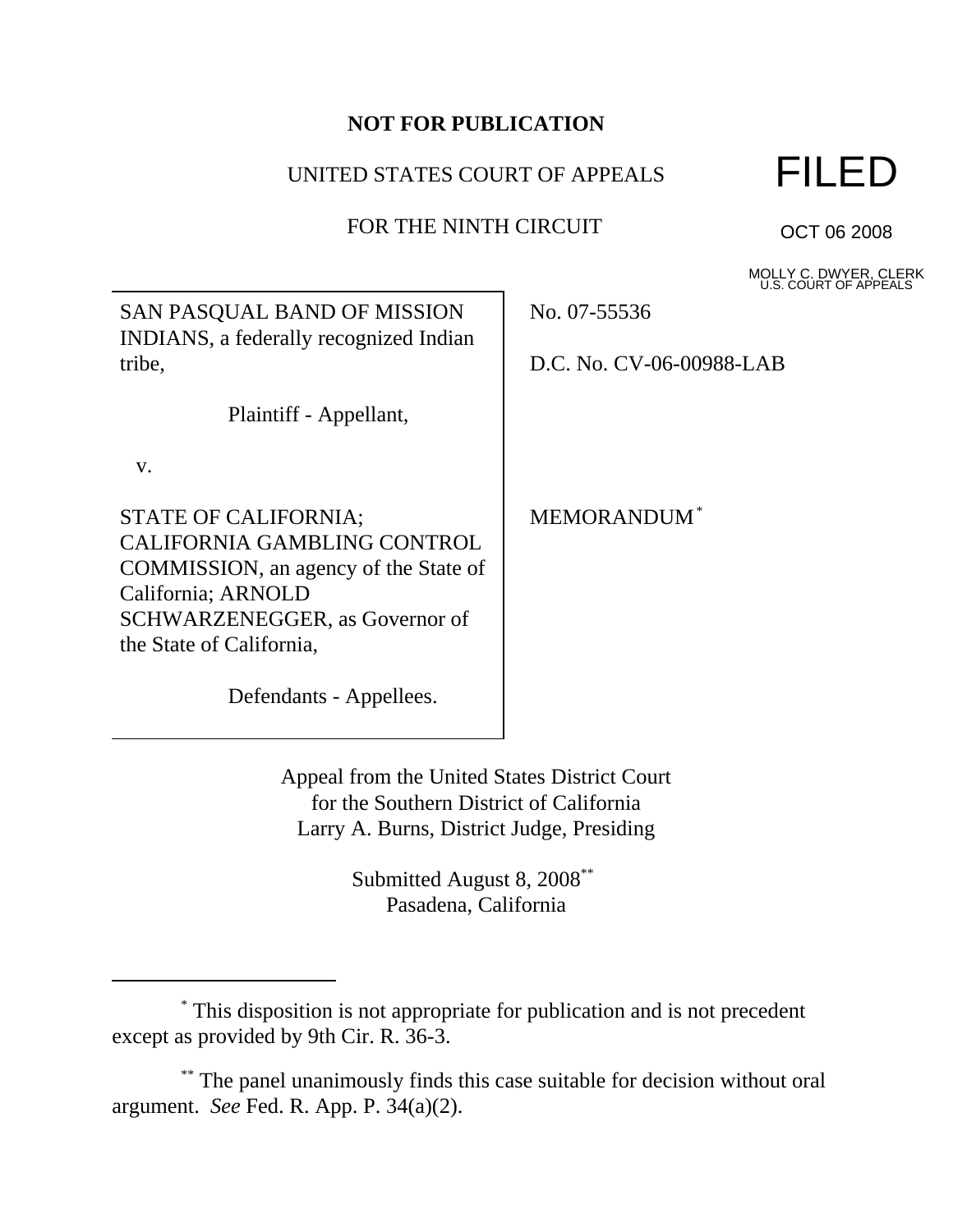**NOT FOR PUBLICATION**

UNITED STATES COURT OF APPEALS

FOR THE NINTH CIRCUIT

FILED

OCT 06 2008

MOLLY C. DWYER, CLERK
U.S. COURT OF APPEALS

SAN PASQUAL BAND OF MISSION INDIANS, a federally recognized Indian tribe,

Plaintiff - Appellant,

v.

STATE OF CALIFORNIA; CALIFORNIA GAMBLING CONTROL COMMISSION, an agency of the State of California; ARNOLD SCHWARZENEGGER, as Governor of the State of California,

Defendants - Appellees.

No. 07-55536

D.C. No. CV-06-00988-LAB

MEMORANDUM [*]

Appeal from the United States District Court
for the Southern District of California
Larry A. Burns, District Judge, Presiding

Submitted August 8, 2008 [**]
Pasadena, California

---

[*] This disposition is not appropriate for publication and is not precedent except as provided by 9th Cir. R. 36-3.

[**] The panel unanimously finds this case suitable for decision without oral argument. *See* Fed. R. App. P. 34(a)(2).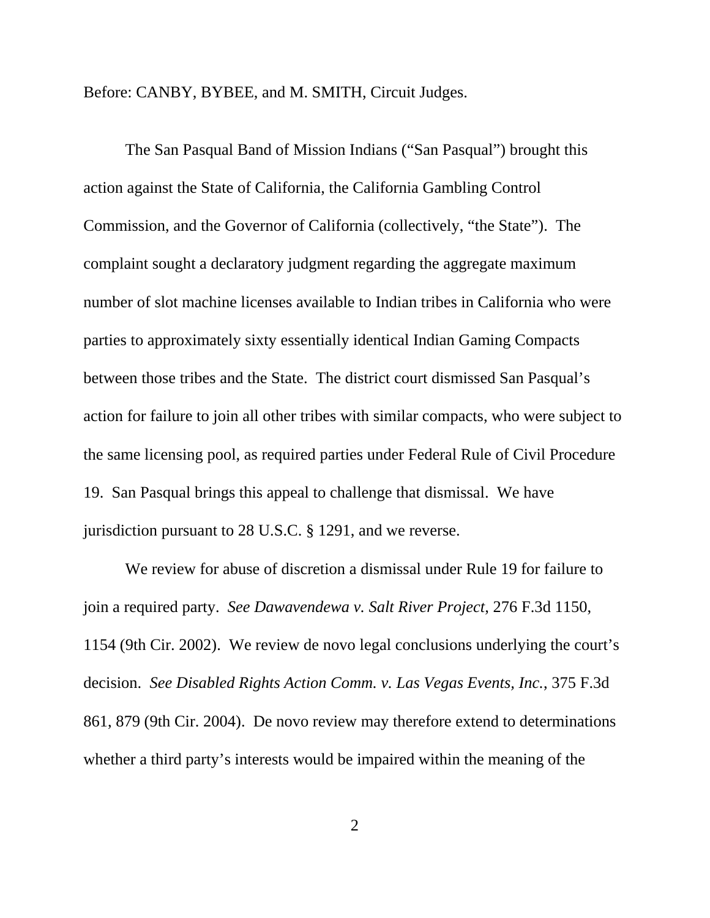Before: CANBY, BYBEE, and M. SMITH, Circuit Judges.

The San Pasqual Band of Mission Indians ("San Pasqual") brought this action against the State of California, the California Gambling Control Commission, and the Governor of California (collectively, "the State"). The complaint sought a declaratory judgment regarding the aggregate maximum number of slot machine licenses available to Indian tribes in California who were parties to approximately sixty essentially identical Indian Gaming Compacts between those tribes and the State. The district court dismissed San Pasqual's action for failure to join all other tribes with similar compacts, who were subject to the same licensing pool, as required parties under Federal Rule of Civil Procedure 19. San Pasqual brings this appeal to challenge that dismissal. We have jurisdiction pursuant to 28 U.S.C. § 1291, and we reverse.

We review for abuse of discretion a dismissal under Rule 19 for failure to join a required party. *See Dawavendewa v. Salt River Project*, 276 F.3d 1150, 1154 (9th Cir. 2002). We review de novo legal conclusions underlying the court's decision. *See Disabled Rights Action Comm. v. Las Vegas Events, Inc.*, 375 F.3d 861, 879 (9th Cir. 2004). De novo review may therefore extend to determinations whether a third party's interests would be impaired within the meaning of the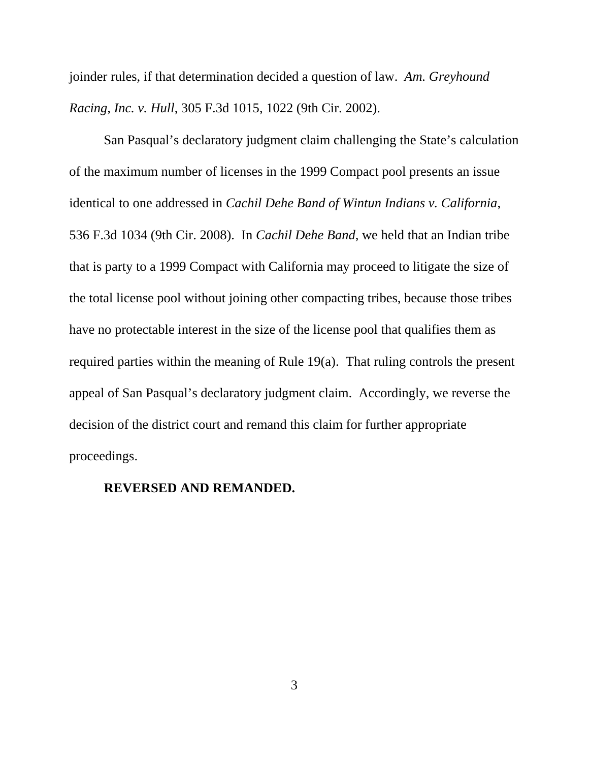joinder rules, if that determination decided a question of law. *Am. Greyhound Racing, Inc. v. Hull*, 305 F.3d 1015, 1022 (9th Cir. 2002).

San Pasqual's declaratory judgment claim challenging the State's calculation of the maximum number of licenses in the 1999 Compact pool presents an issue identical to one addressed in *Cachil Dehe Band of Wintun Indians v. California*, 536 F.3d 1034 (9th Cir. 2008). In *Cachil Dehe Band*, we held that an Indian tribe that is party to a 1999 Compact with California may proceed to litigate the size of the total license pool without joining other compacting tribes, because those tribes have no protectable interest in the size of the license pool that qualifies them as required parties within the meaning of Rule 19(a). That ruling controls the present appeal of San Pasqual's declaratory judgment claim. Accordingly, we reverse the decision of the district court and remand this claim for further appropriate proceedings.

**REVERSED AND REMANDED.**